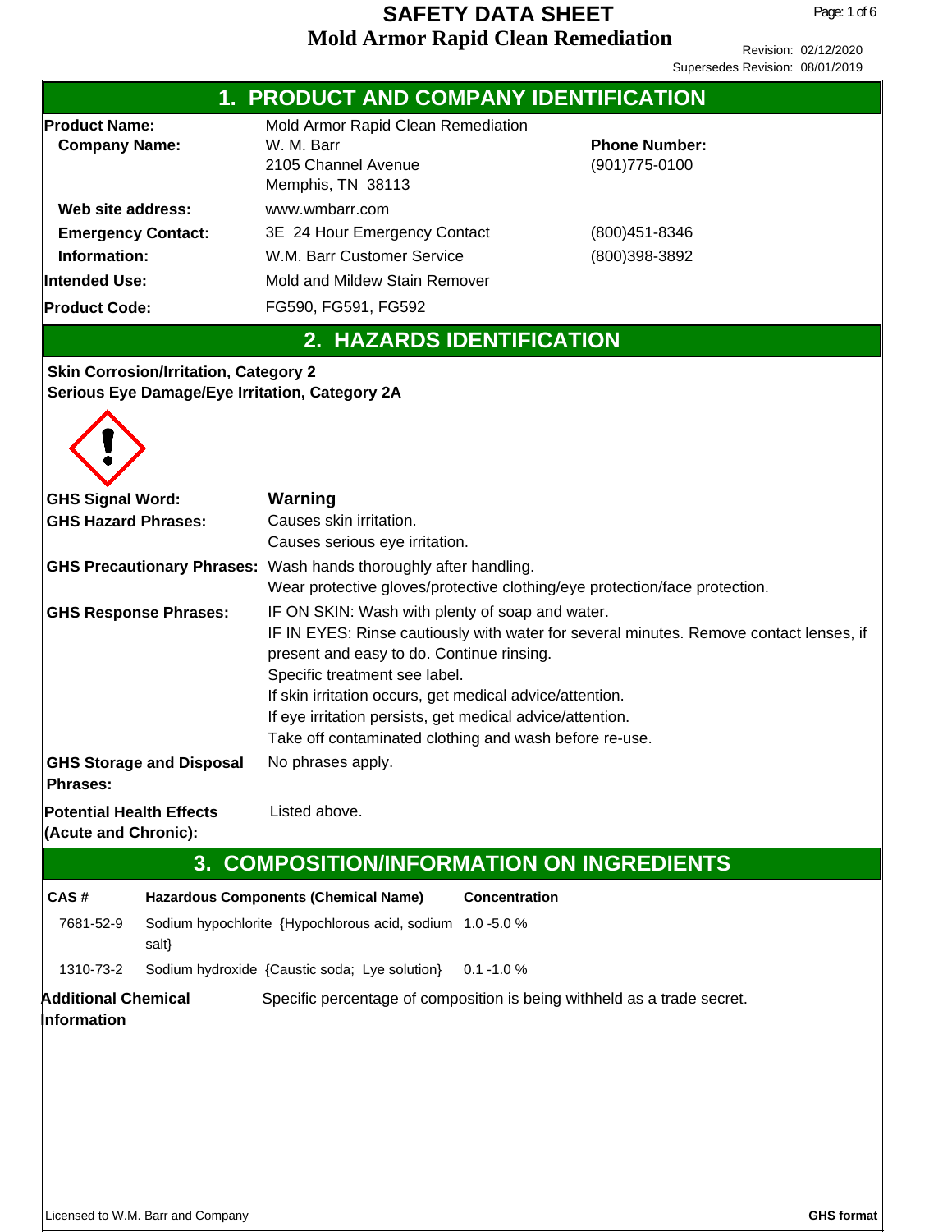# SAFETY DATA SHEET

# Mold Armor Rapid Clean Remediation

Revision: 02/12/2020
Supersedes Revision: 08/01/2019

## 1. PRODUCT AND COMPANY IDENTIFICATION

| | | |
|---|---|---|
| **Product Name:** | Mold Armor Rapid Clean Remediation | |
| **Company Name:** | W. M. Barr<br>2105 Channel Avenue<br>Memphis, TN 38113 | **Phone Number:**<br>(901)775-0100 |
| **Web site address:** | www.wmbarr.com | |
| **Emergency Contact:** | 3E 24 Hour Emergency Contact | (800)451-8346 |
| **Information:** | W.M. Barr Customer Service | (800)398-3892 |
| **Intended Use:** | Mold and Mildew Stain Remover | |
| **Product Code:** | FG590, FG591, FG592 | |

## 2. HAZARDS IDENTIFICATION

**Skin Corrosion/Irritation, Category 2**
**Serious Eye Damage/Eye Irritation, Category 2A**

**GHS Signal Word:** **Warning**

**GHS Hazard Phrases:** Causes skin irritation.
Causes serious eye irritation.

**GHS Precautionary Phrases:** Wash hands thoroughly after handling.
Wear protective gloves/protective clothing/eye protection/face protection.

**GHS Response Phrases:** IF ON SKIN: Wash with plenty of soap and water.
IF IN EYES: Rinse cautiously with water for several minutes. Remove contact lenses, if present and easy to do. Continue rinsing.
Specific treatment see label.
If skin irritation occurs, get medical advice/attention.
If eye irritation persists, get medical advice/attention.
Take off contaminated clothing and wash before re-use.

**GHS Storage and Disposal Phrases:** No phrases apply.

**Potential Health Effects (Acute and Chronic):** Listed above.

## 3. COMPOSITION/INFORMATION ON INGREDIENTS

| CAS # | Hazardous Components (Chemical Name) | Concentration |
|---|---|---|
| 7681-52-9 | Sodium hypochlorite {Hypochlorous acid, sodium salt} | 1.0 -5.0 % |
| 1310-73-2 | Sodium hydroxide {Caustic soda; Lye solution} | 0.1 -1.0 % |

**Additional Chemical Information** Specific percentage of composition is being withheld as a trade secret.

Licensed to W.M. Barr and Company

**GHS format**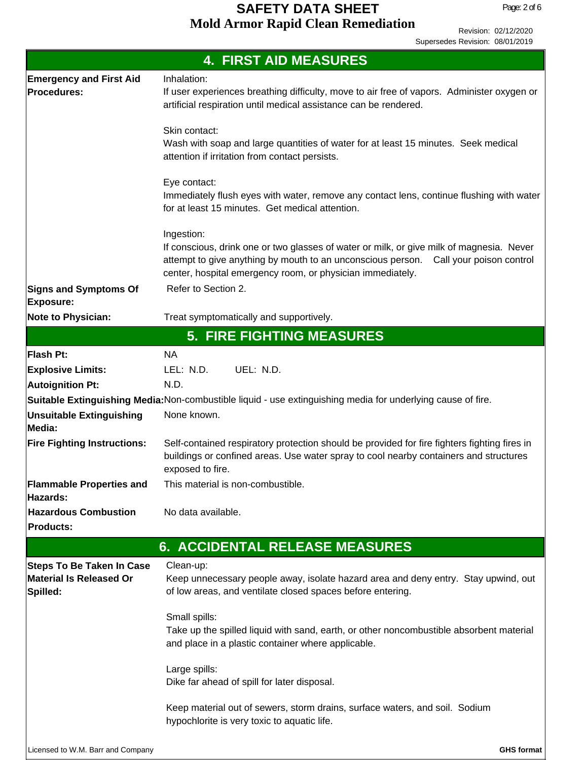## 4. FIRST AID MEASURES

| | |
|---|---|
| **Emergency and First Aid Procedures:** | Inhalation:<br>If user experiences breathing difficulty, move to air free of vapors. Administer oxygen or artificial respiration until medical assistance can be rendered.<br><br>Skin contact:<br>Wash with soap and large quantities of water for at least 15 minutes. Seek medical attention if irritation from contact persists.<br><br>Eye contact:<br>Immediately flush eyes with water, remove any contact lens, continue flushing with water for at least 15 minutes. Get medical attention.<br><br>Ingestion:<br>If conscious, drink one or two glasses of water or milk, or give milk of magnesia. Never attempt to give anything by mouth to an unconscious person. Call your poison control center, hospital emergency room, or physician immediately. |
| **Signs and Symptoms Of Exposure:** | Refer to Section 2. |
| **Note to Physician:** | Treat symptomatically and supportively. |

## 5. FIRE FIGHTING MEASURES

| | |
|---|---|
| **Flash Pt:** | NA |
| **Explosive Limits:** | LEL: N.D. UEL: N.D. |
| **Autoignition Pt:** | N.D. |
| **Suitable Extinguishing Media:** | Non-combustible liquid - use extinguishing media for underlying cause of fire. |
| **Unsuitable Extinguishing Media:** | None known. |
| **Fire Fighting Instructions:** | Self-contained respiratory protection should be provided for fire fighters fighting fires in buildings or confined areas. Use water spray to cool nearby containers and structures exposed to fire. |
| **Flammable Properties and Hazards:** | This material is non-combustible. |
| **Hazardous Combustion Products:** | No data available. |

## 6. ACCIDENTAL RELEASE MEASURES

| | |
|---|---|
| **Steps To Be Taken In Case Material Is Released Or Spilled:** | Clean-up:<br>Keep unnecessary people away, isolate hazard area and deny entry. Stay upwind, out of low areas, and ventilate closed spaces before entering.<br><br>Small spills:<br>Take up the spilled liquid with sand, earth, or other noncombustible absorbent material and place in a plastic container where applicable.<br><br>Large spills:<br>Dike far ahead of spill for later disposal.<br><br>Keep material out of sewers, storm drains, surface waters, and soil. Sodium hypochlorite is very toxic to aquatic life. |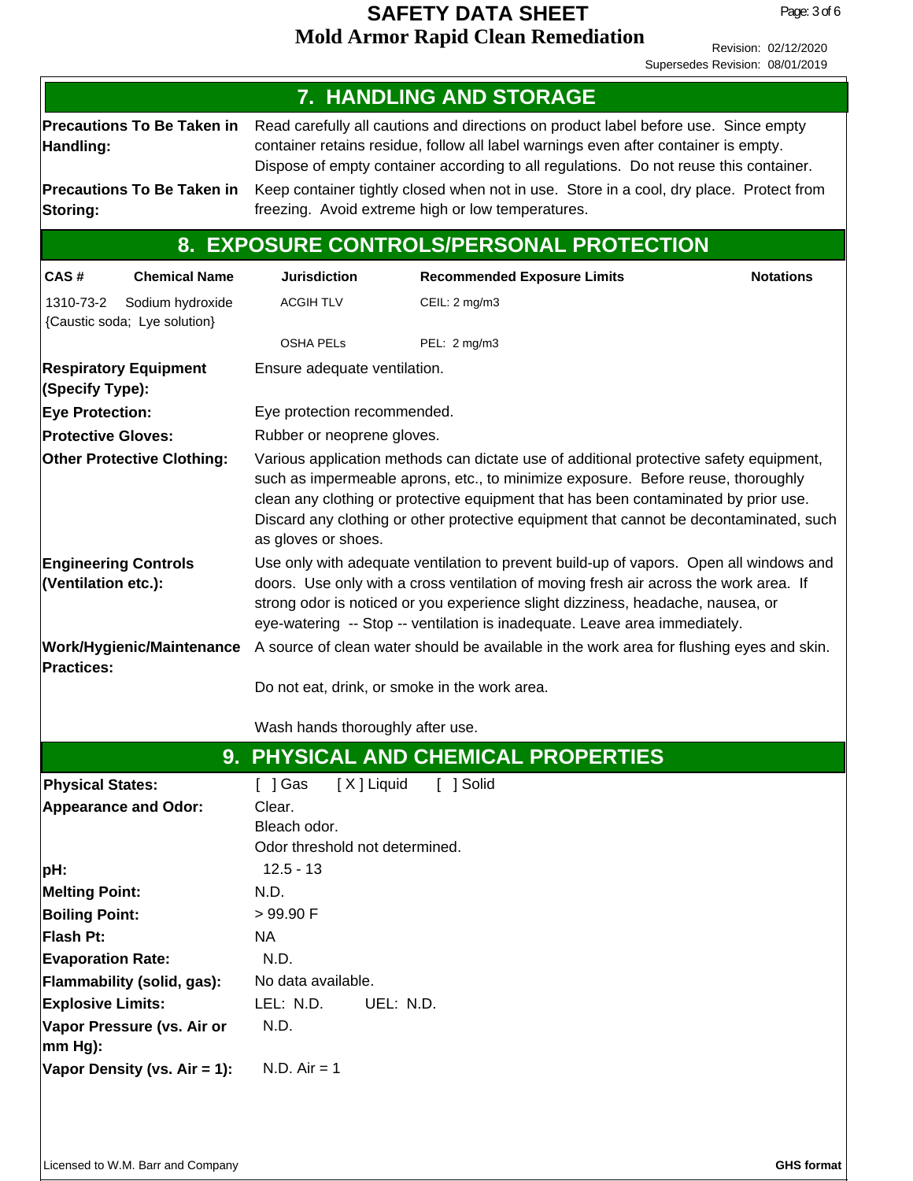## 7. HANDLING AND STORAGE

**Precautions To Be Taken in Handling:** Read carefully all cautions and directions on product label before use. Since empty container retains residue, follow all label warnings even after container is empty. Dispose of empty container according to all regulations. Do not reuse this container.

**Precautions To Be Taken in Storing:** Keep container tightly closed when not in use. Store in a cool, dry place. Protect from freezing. Avoid extreme high or low temperatures.

## 8. EXPOSURE CONTROLS/PERSONAL PROTECTION

| CAS # | Chemical Name | Jurisdiction | Recommended Exposure Limits | Notations |
|---|---|---|---|---|
| 1310-73-2 | Sodium hydroxide {Caustic soda; Lye solution} | ACGIH TLV | CEIL: 2 mg/m3 | |
| | | OSHA PELs | PEL: 2 mg/m3 | |

**Respiratory Equipment (Specify Type):** Ensure adequate ventilation.

**Eye Protection:** Eye protection recommended.

**Protective Gloves:** Rubber or neoprene gloves.

**Other Protective Clothing:** Various application methods can dictate use of additional protective safety equipment, such as impermeable aprons, etc., to minimize exposure. Before reuse, thoroughly clean any clothing or protective equipment that has been contaminated by prior use. Discard any clothing or other protective equipment that cannot be decontaminated, such as gloves or shoes.

**Engineering Controls (Ventilation etc.):** Use only with adequate ventilation to prevent build-up of vapors. Open all windows and doors. Use only with a cross ventilation of moving fresh air across the work area. If strong odor is noticed or you experience slight dizziness, headache, nausea, or eye-watering -- Stop -- ventilation is inadequate. Leave area immediately.

**Work/Hygienic/Maintenance Practices:** A source of clean water should be available in the work area for flushing eyes and skin.

Do not eat, drink, or smoke in the work area.

Wash hands thoroughly after use.

## 9. PHYSICAL AND CHEMICAL PROPERTIES

**Physical States:** [ ] Gas [ X ] Liquid [ ] Solid

**Appearance and Odor:** Clear.
Bleach odor.
Odor threshold not determined.

**pH:** 12.5 - 13

**Melting Point:** N.D.

**Boiling Point:** > 99.90 F

**Flash Pt:** NA

**Evaporation Rate:** N.D.

**Flammability (solid, gas):** No data available.

**Explosive Limits:** LEL: N.D. UEL: N.D.

**Vapor Pressure (vs. Air or mm Hg):** N.D.

**Vapor Density (vs. Air = 1):** N.D. Air = 1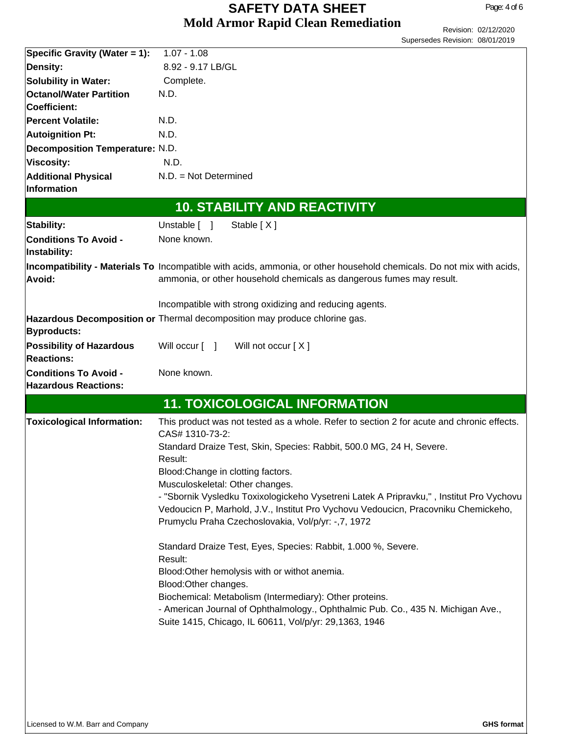| | |
|---|---|
| **Specific Gravity (Water = 1):** | 1.07 - 1.08 |
| **Density:** | 8.92 - 9.17 LB/GL |
| **Solubility in Water:** | Complete. |
| **Octanol/Water Partition Coefficient:** | N.D. |
| **Percent Volatile:** | N.D. |
| **Autoignition Pt:** | N.D. |
| **Decomposition Temperature:** | N.D. |
| **Viscosity:** | N.D. |
| **Additional Physical Information** | N.D. = Not Determined |

## 10. STABILITY AND REACTIVITY

| | |
|---|---|
| **Stability:** | Unstable [ ] Stable [ X ] |
| **Conditions To Avoid - Instability:** | None known. |
| **Incompatibility - Materials To Avoid:** | Incompatible with acids, ammonia, or other household chemicals. Do not mix with acids, ammonia, or other household chemicals as dangerous fumes may result.<br><br>Incompatible with strong oxidizing and reducing agents. |
| **Hazardous Decomposition or Byproducts:** | Thermal decomposition may produce chlorine gas. |
| **Possibility of Hazardous Reactions:** | Will occur [ ] Will not occur [ X ] |
| **Conditions To Avoid - Hazardous Reactions:** | None known. |

## 11. TOXICOLOGICAL INFORMATION

**Toxicological Information:**

This product was not tested as a whole. Refer to section 2 for acute and chronic effects.
CAS# 1310-73-2:
Standard Draize Test, Skin, Species: Rabbit, 500.0 MG, 24 H, Severe.
Result:
Blood:Change in clotting factors.
Musculoskeletal: Other changes.
- "Sbornik Vysledku Toxixologickeho Vysetreni Latek A Pripravku," , Institut Pro Vychovu Vedoucicn P, Marhold, J.V., Institut Pro Vychovu Vedoucicn, Pracovniku Chemickeho, Prumyclu Praha Czechoslovakia, Vol/p/yr: -,7, 1972

Standard Draize Test, Eyes, Species: Rabbit, 1.000 %, Severe.
Result:
Blood:Other hemolysis with or withot anemia.
Blood:Other changes.
Biochemical: Metabolism (Intermediary): Other proteins.
- American Journal of Ophthalmology., Ophthalmic Pub. Co., 435 N. Michigan Ave., Suite 1415, Chicago, IL 60611, Vol/p/yr: 29,1363, 1946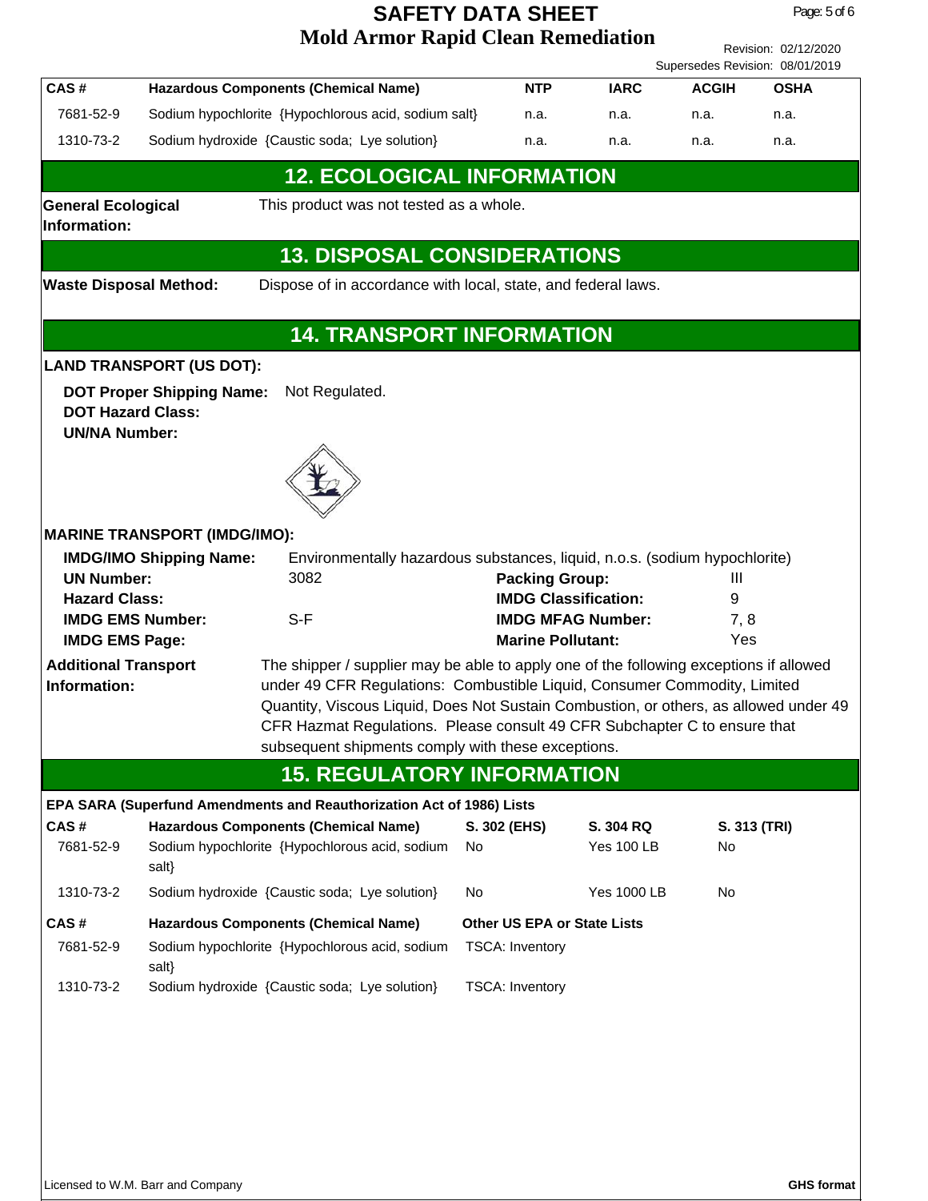| CAS # | Hazardous Components (Chemical Name) | NTP | IARC | ACGIH | OSHA |
|---|---|---|---|---|---|
| 7681-52-9 | Sodium hypochlorite {Hypochlorous acid, sodium salt} | n.a. | n.a. | n.a. | n.a. |
| 1310-73-2 | Sodium hydroxide {Caustic soda; Lye solution} | n.a. | n.a. | n.a. | n.a. |

## 12. ECOLOGICAL INFORMATION

**General Ecological Information:** This product was not tested as a whole.

## 13. DISPOSAL CONSIDERATIONS

**Waste Disposal Method:** Dispose of in accordance with local, state, and federal laws.

## 14. TRANSPORT INFORMATION

**LAND TRANSPORT (US DOT):**

**DOT Proper Shipping Name:** Not Regulated.
**DOT Hazard Class:**
**UN/NA Number:**

**MARINE TRANSPORT (IMDG/IMO):**

**IMDG/IMO Shipping Name:** Environmentally hazardous substances, liquid, n.o.s. (sodium hypochlorite)

| | | | |
|---|---|---|---|
| **UN Number:** | 3082 | **Packing Group:** | III |
| **Hazard Class:** | | **IMDG Classification:** | 9 |
| **IMDG EMS Number:** | S-F | **IMDG MFAG Number:** | 7, 8 |
| **IMDG EMS Page:** | | **Marine Pollutant:** | Yes |

**Additional Transport Information:** The shipper / supplier may be able to apply one of the following exceptions if allowed under 49 CFR Regulations: Combustible Liquid, Consumer Commodity, Limited Quantity, Viscous Liquid, Does Not Sustain Combustion, or others, as allowed under 49 CFR Hazmat Regulations. Please consult 49 CFR Subchapter C to ensure that subsequent shipments comply with these exceptions.

## 15. REGULATORY INFORMATION

**EPA SARA (Superfund Amendments and Reauthorization Act of 1986) Lists**

| CAS # | Hazardous Components (Chemical Name) | S. 302 (EHS) | S. 304 RQ | S. 313 (TRI) |
|---|---|---|---|---|
| 7681-52-9 | Sodium hypochlorite {Hypochlorous acid, sodium salt} | No | Yes 100 LB | No |
| 1310-73-2 | Sodium hydroxide {Caustic soda; Lye solution} | No | Yes 1000 LB | No |

| CAS # | Hazardous Components (Chemical Name) | Other US EPA or State Lists |
|---|---|---|
| 7681-52-9 | Sodium hypochlorite {Hypochlorous acid, sodium salt} | TSCA: Inventory |
| 1310-73-2 | Sodium hydroxide {Caustic soda; Lye solution} | TSCA: Inventory |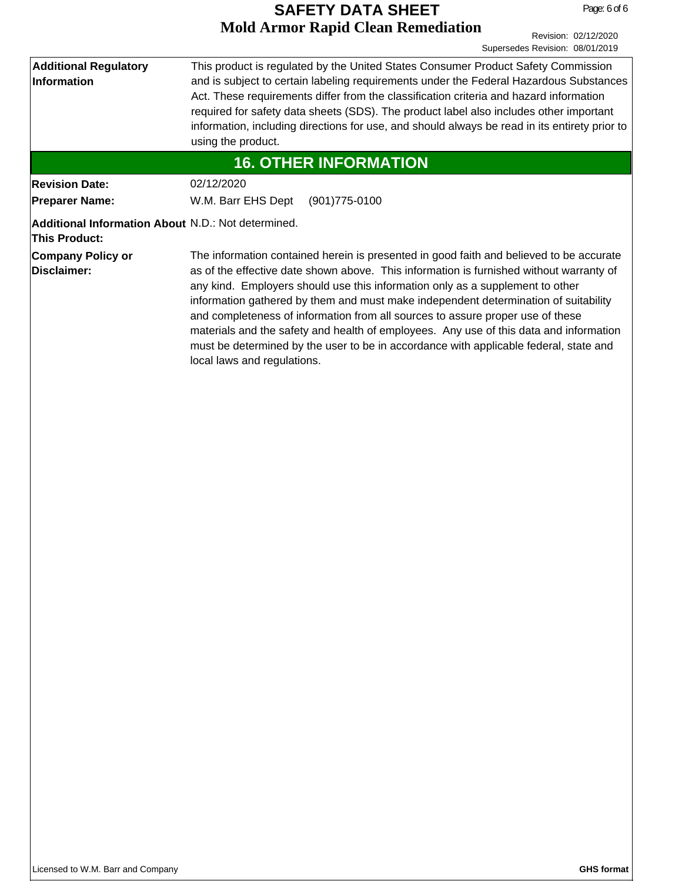| | |
|---|---|
| **Additional Regulatory Information** | This product is regulated by the United States Consumer Product Safety Commission and is subject to certain labeling requirements under the Federal Hazardous Substances Act. These requirements differ from the classification criteria and hazard information required for safety data sheets (SDS). The product label also includes other important information, including directions for use, and should always be read in its entirety prior to using the product. |

## 16. OTHER INFORMATION

| | |
|---|---|
| **Revision Date:** | 02/12/2020 |
| **Preparer Name:** | W.M. Barr EHS Dept (901)775-0100 |
| **Additional Information About This Product:** | N.D.: Not determined. |
| **Company Policy or Disclaimer:** | The information contained herein is presented in good faith and believed to be accurate as of the effective date shown above. This information is furnished without warranty of any kind. Employers should use this information only as a supplement to other information gathered by them and must make independent determination of suitability and completeness of information from all sources to assure proper use of these materials and the safety and health of employees. Any use of this data and information must be determined by the user to be in accordance with applicable federal, state and local laws and regulations. |